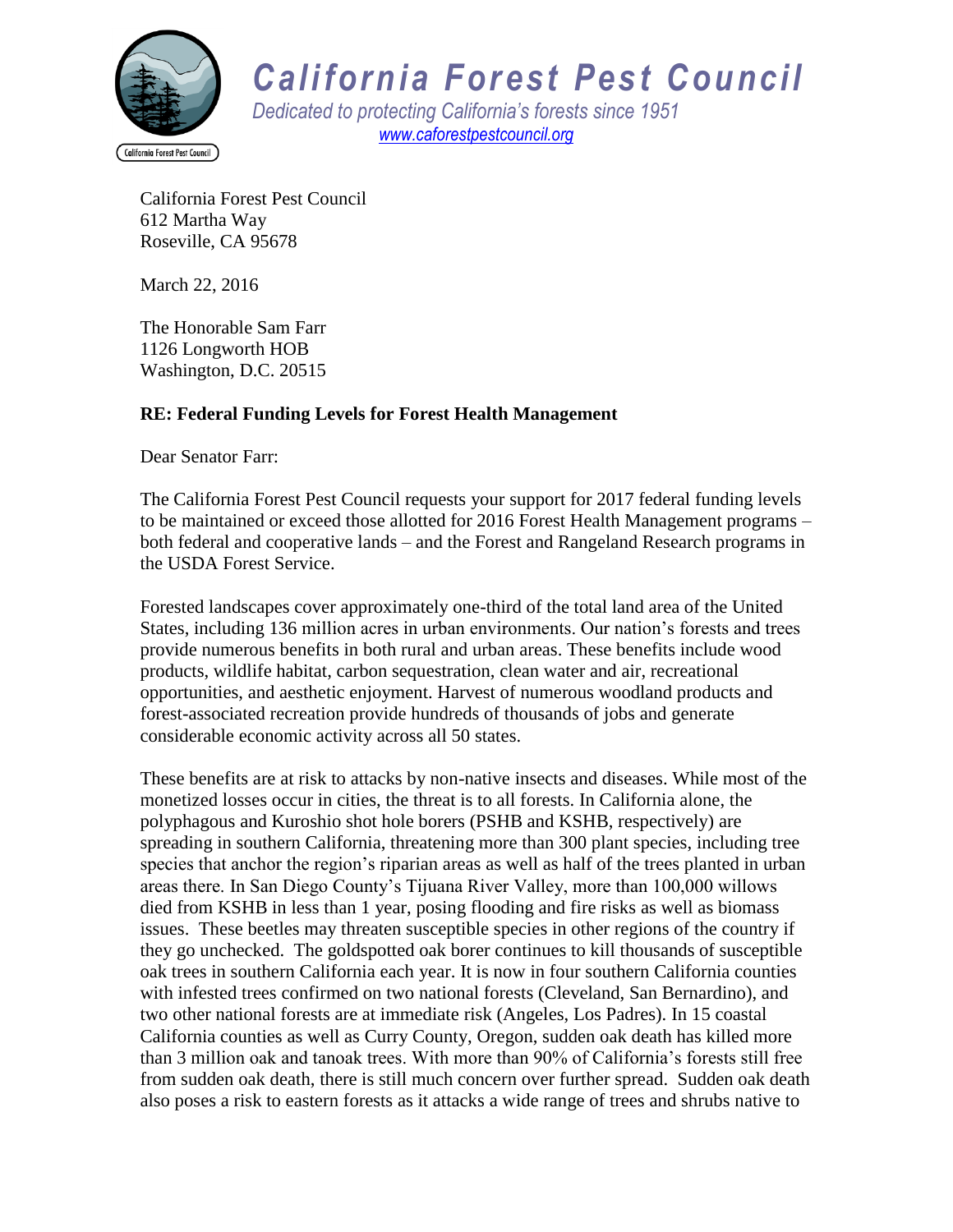# California Forest Pest Council

*Dedicated to protecting California's forests since 1951*

[www.caforestpestcouncil.org](http://www.caforestpestcouncil.org)

California Forest Pest Council
612 Martha Way
Roseville, CA 95678

March 22, 2016

The Honorable Sam Farr
1126 Longworth HOB
Washington, D.C. 20515

**RE: Federal Funding Levels for Forest Health Management**

Dear Senator Farr:

The California Forest Pest Council requests your support for 2017 federal funding levels to be maintained or exceed those allotted for 2016 Forest Health Management programs – both federal and cooperative lands – and the Forest and Rangeland Research programs in the USDA Forest Service.

Forested landscapes cover approximately one-third of the total land area of the United States, including 136 million acres in urban environments. Our nation's forests and trees provide numerous benefits in both rural and urban areas. These benefits include wood products, wildlife habitat, carbon sequestration, clean water and air, recreational opportunities, and aesthetic enjoyment. Harvest of numerous woodland products and forest-associated recreation provide hundreds of thousands of jobs and generate considerable economic activity across all 50 states.

These benefits are at risk to attacks by non-native insects and diseases. While most of the monetized losses occur in cities, the threat is to all forests. In California alone, the polyphagous and Kuroshio shot hole borers (PSHB and KSHB, respectively) are spreading in southern California, threatening more than 300 plant species, including tree species that anchor the region's riparian areas as well as half of the trees planted in urban areas there. In San Diego County's Tijuana River Valley, more than 100,000 willows died from KSHB in less than 1 year, posing flooding and fire risks as well as biomass issues. These beetles may threaten susceptible species in other regions of the country if they go unchecked. The goldspotted oak borer continues to kill thousands of susceptible oak trees in southern California each year. It is now in four southern California counties with infested trees confirmed on two national forests (Cleveland, San Bernardino), and two other national forests are at immediate risk (Angeles, Los Padres). In 15 coastal California counties as well as Curry County, Oregon, sudden oak death has killed more than 3 million oak and tanoak trees. With more than 90% of California's forests still free from sudden oak death, there is still much concern over further spread. Sudden oak death also poses a risk to eastern forests as it attacks a wide range of trees and shrubs native to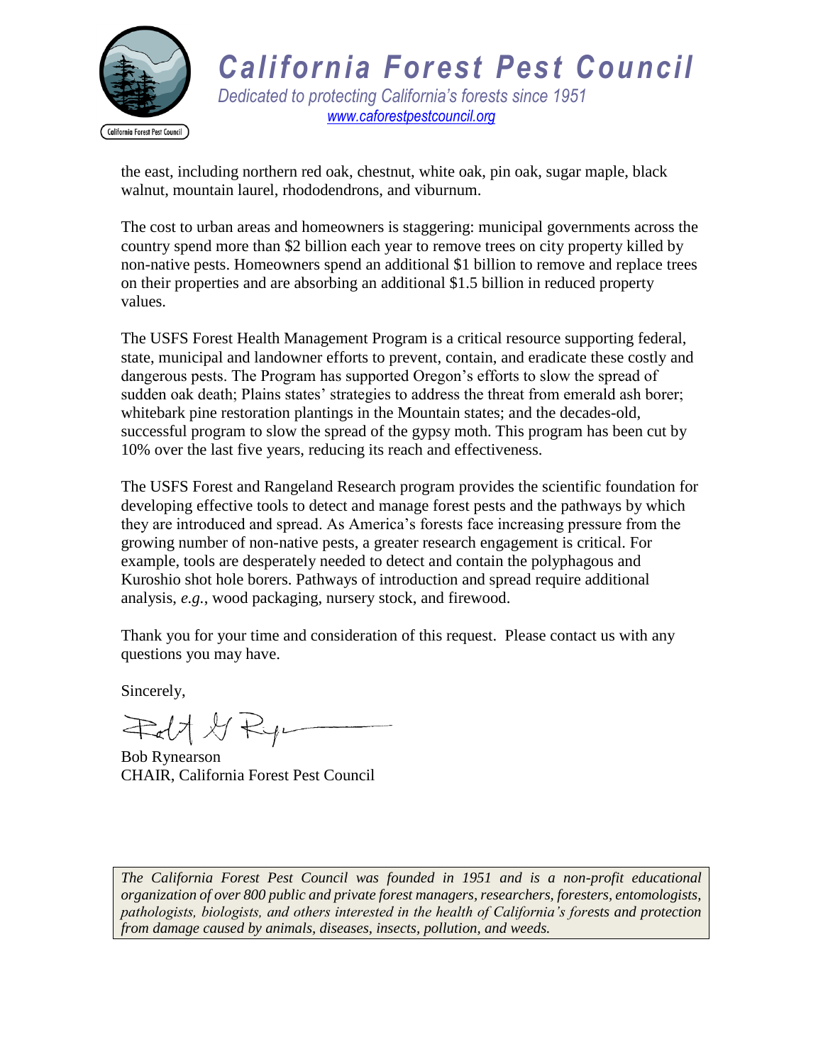the east, including northern red oak, chestnut, white oak, pin oak, sugar maple, black walnut, mountain laurel, rhododendrons, and viburnum.

The cost to urban areas and homeowners is staggering: municipal governments across the country spend more than $2 billion each year to remove trees on city property killed by non-native pests. Homeowners spend an additional $1 billion to remove and replace trees on their properties and are absorbing an additional $1.5 billion in reduced property values.

The USFS Forest Health Management Program is a critical resource supporting federal, state, municipal and landowner efforts to prevent, contain, and eradicate these costly and dangerous pests. The Program has supported Oregon's efforts to slow the spread of sudden oak death; Plains states' strategies to address the threat from emerald ash borer; whitebark pine restoration plantings in the Mountain states; and the decades-old, successful program to slow the spread of the gypsy moth. This program has been cut by 10% over the last five years, reducing its reach and effectiveness.

The USFS Forest and Rangeland Research program provides the scientific foundation for developing effective tools to detect and manage forest pests and the pathways by which they are introduced and spread. As America's forests face increasing pressure from the growing number of non-native pests, a greater research engagement is critical. For example, tools are desperately needed to detect and contain the polyphagous and Kuroshio shot hole borers. Pathways of introduction and spread require additional analysis, *e.g.*, wood packaging, nursery stock, and firewood.

Thank you for your time and consideration of this request. Please contact us with any questions you may have.

Sincerely,

Bob Rynearson
CHAIR, California Forest Pest Council

*The California Forest Pest Council was founded in 1951 and is a non-profit educational organization of over 800 public and private forest managers, researchers, foresters, entomologists, pathologists, biologists, and others interested in the health of California's forests and protection from damage caused by animals, diseases, insects, pollution, and weeds.*